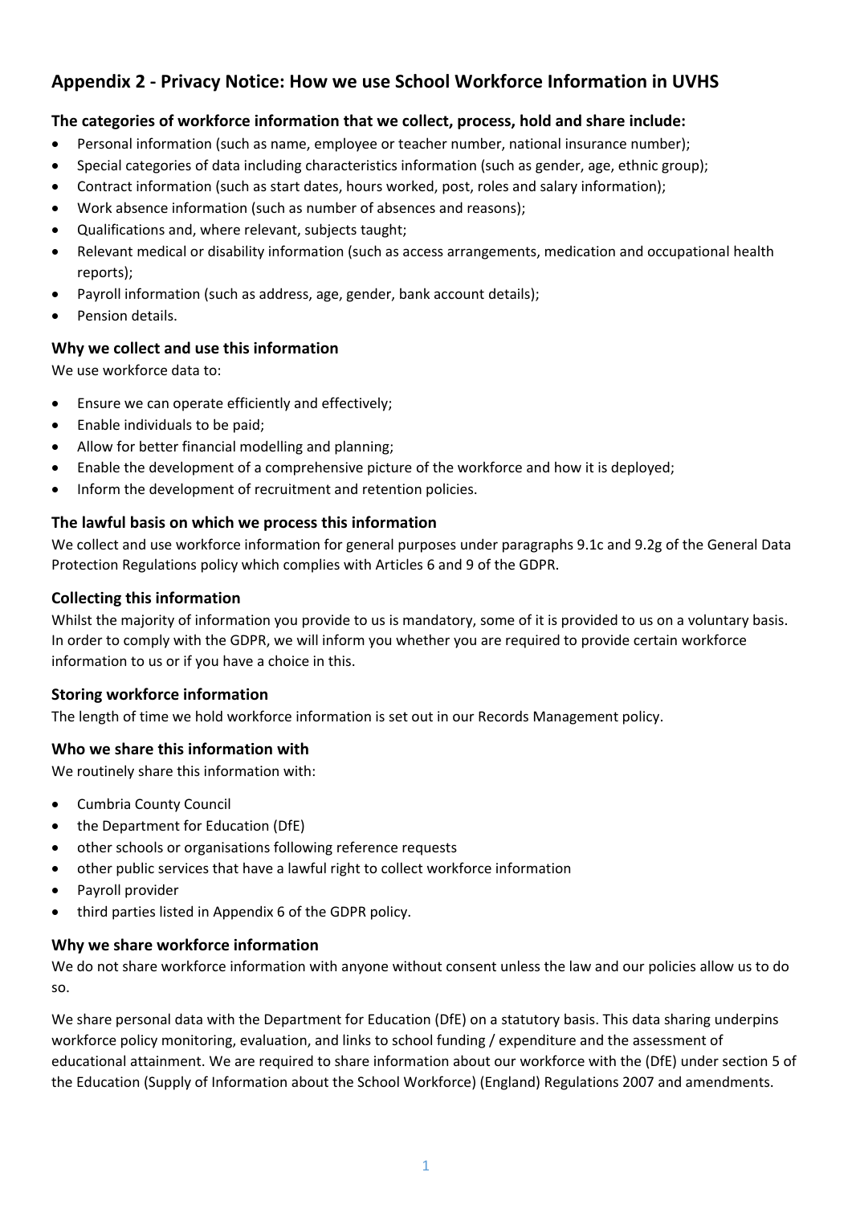# Appendix 2 - Privacy Notice: How we use School Workforce Information in UVHS

### The categories of workforce information that we collect, process, hold and share include:

- Personal information (such as name, employee or teacher number, national insurance number);
- Special categories of data including characteristics information (such as gender, age, ethnic group);
- Contract information (such as start dates, hours worked, post, roles and salary information);
- Work absence information (such as number of absences and reasons);
- Qualifications and, where relevant, subjects taught;
- Relevant medical or disability information (such as access arrangements, medication and occupational health reports);
- Payroll information (such as address, age, gender, bank account details);
- Pension details.

### Why we collect and use this information

We use workforce data to:

- Ensure we can operate efficiently and effectively;
- Enable individuals to be paid;
- Allow for better financial modelling and planning;
- Enable the development of a comprehensive picture of the workforce and how it is deployed;
- Inform the development of recruitment and retention policies.

### The lawful basis on which we process this information

We collect and use workforce information for general purposes under paragraphs 9.1c and 9.2g of the General Data Protection Regulations policy which complies with Articles 6 and 9 of the GDPR.

### Collecting this information

Whilst the majority of information you provide to us is mandatory, some of it is provided to us on a voluntary basis. In order to comply with the GDPR, we will inform you whether you are required to provide certain workforce information to us or if you have a choice in this.

### Storing workforce information

The length of time we hold workforce information is set out in our Records Management policy.

### Who we share this information with

We routinely share this information with:

- Cumbria County Council
- the Department for Education (DfE)
- other schools or organisations following reference requests
- other public services that have a lawful right to collect workforce information
- Payroll provider
- third parties listed in Appendix 6 of the GDPR policy.

### Why we share workforce information

We do not share workforce information with anyone without consent unless the law and our policies allow us to do so.

We share personal data with the Department for Education (DfE) on a statutory basis. This data sharing underpins workforce policy monitoring, evaluation, and links to school funding / expenditure and the assessment of educational attainment. We are required to share information about our workforce with the (DfE) under section 5 of the Education (Supply of Information about the School Workforce) (England) Regulations 2007 and amendments.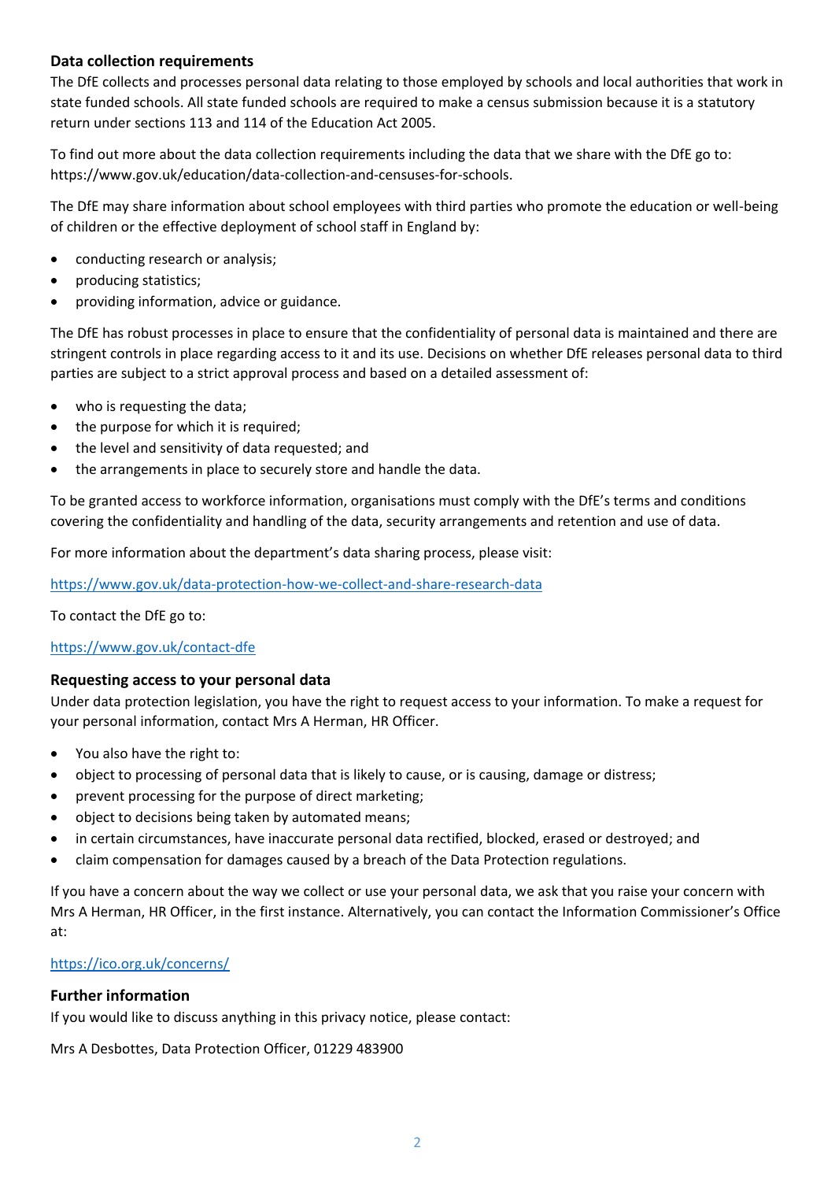### Data collection requirements

The DfE collects and processes personal data relating to those employed by schools and local authorities that work in state funded schools. All state funded schools are required to make a census submission because it is a statutory return under sections 113 and 114 of the Education Act 2005.

To find out more about the data collection requirements including the data that we share with the DfE go to: https://www.gov.uk/education/data-collection-and-censuses-for-schools.

The DfE may share information about school employees with third parties who promote the education or well-being of children or the effective deployment of school staff in England by:

- conducting research or analysis;
- producing statistics;
- providing information, advice or guidance.

The DfE has robust processes in place to ensure that the confidentiality of personal data is maintained and there are stringent controls in place regarding access to it and its use. Decisions on whether DfE releases personal data to third parties are subject to a strict approval process and based on a detailed assessment of:

- who is requesting the data;
- the purpose for which it is required;
- the level and sensitivity of data requested; and
- the arrangements in place to securely store and handle the data.

To be granted access to workforce information, organisations must comply with the DfE's terms and conditions covering the confidentiality and handling of the data, security arrangements and retention and use of data.

For more information about the department's data sharing process, please visit:

https://www.gov.uk/data-protection-how-we-collect-and-share-research-data

To contact the DfE go to:

https://www.gov.uk/contact-dfe

### Requesting access to your personal data

Under data protection legislation, you have the right to request access to your information. To make a request for your personal information, contact Mrs A Herman, HR Officer.

- You also have the right to:
- object to processing of personal data that is likely to cause, or is causing, damage or distress;
- prevent processing for the purpose of direct marketing;
- object to decisions being taken by automated means;
- in certain circumstances, have inaccurate personal data rectified, blocked, erased or destroyed; and
- claim compensation for damages caused by a breach of the Data Protection regulations.

If you have a concern about the way we collect or use your personal data, we ask that you raise your concern with Mrs A Herman, HR Officer, in the first instance. Alternatively, you can contact the Information Commissioner's Office at:

https://ico.org.uk/concerns/

### Further information

If you would like to discuss anything in this privacy notice, please contact:

Mrs A Desbottes, Data Protection Officer, 01229 483900